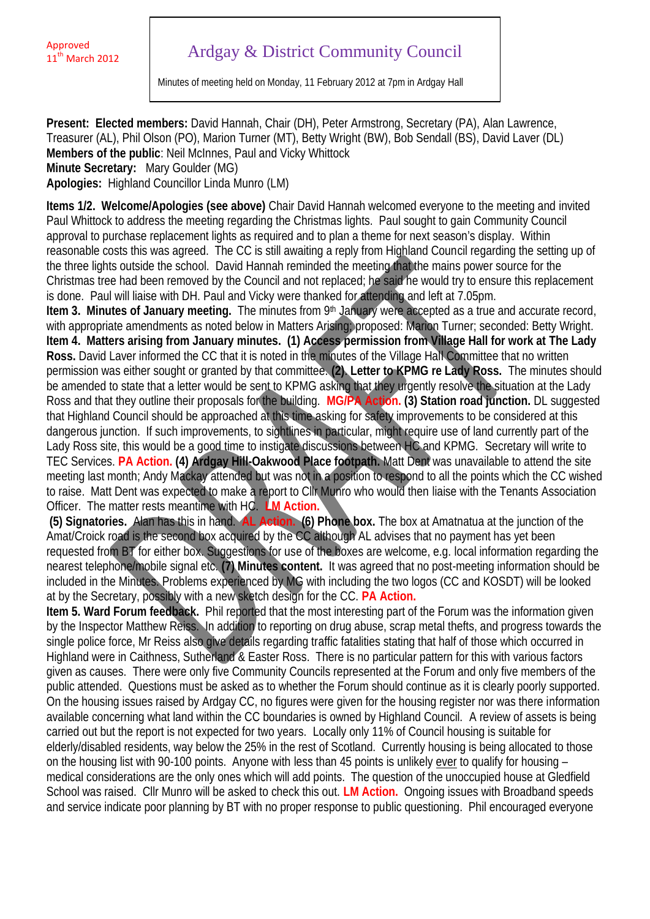Approved
11th March 2012

# Ardgay & District Community Council

Minutes of meeting held on Monday, 11 February 2012 at 7pm in Ardgay Hall

**Present: Elected members:** David Hannah, Chair (DH), Peter Armstrong, Secretary (PA), Alan Lawrence, Treasurer (AL), Phil Olson (PO), Marion Turner (MT), Betty Wright (BW), Bob Sendall (BS), David Laver (DL)
**Members of the public**: Neil McInnes, Paul and Vicky Whittock
**Minute Secretary:** Mary Goulder (MG)
**Apologies:** Highland Councillor Linda Munro (LM)

**Items 1/2. Welcome/Apologies (see above)** Chair David Hannah welcomed everyone to the meeting and invited Paul Whittock to address the meeting regarding the Christmas lights. Paul sought to gain Community Council approval to purchase replacement lights as required and to plan a theme for next season's display. Within reasonable costs this was agreed. The CC is still awaiting a reply from Highland Council regarding the setting up of the three lights outside the school. David Hannah reminded the meeting that the mains power source for the Christmas tree had been removed by the Council and not replaced; he said he would try to ensure this replacement is done. Paul will liaise with DH. Paul and Vicky were thanked for attending and left at 7.05pm.
**Item 3. Minutes of January meeting.** The minutes from 9th January were accepted as a true and accurate record, with appropriate amendments as noted below in Matters Arising; proposed: Marion Turner; seconded: Betty Wright.
**Item 4. Matters arising from January minutes. (1) Access permission from Village Hall for work at The Lady Ross.** David Laver informed the CC that it is noted in the minutes of the Village Hall Committee that no written permission was either sought or granted by that committee. **(2). Letter to KPMG re Lady Ross.** The minutes should be amended to state that a letter would be sent to KPMG asking that they urgently resolve the situation at the Lady Ross and that they outline their proposals for the building. **MG/PA Action. (3) Station road junction.** DL suggested that Highland Council should be approached at this time asking for safety improvements to be considered at this dangerous junction. If such improvements, to sightlines in particular, might require use of land currently part of the Lady Ross site, this would be a good time to instigate discussions between HC and KPMG. Secretary will write to TEC Services. **PA Action. (4) Ardgay Hill-Oakwood Place footpath.** Matt Dent was unavailable to attend the site meeting last month; Andy Mackay attended but was not in a position to respond to all the points which the CC wished to raise. Matt Dent was expected to make a report to Cllr Munro who would then liaise with the Tenants Association Officer. The matter rests meantime with HC. **LM Action.**
**(5) Signatories.** Alan has this in hand. **AL Action. (6) Phone box.** The box at Amatnatua at the junction of the Amat/Croick road is the second box acquired by the CC although AL advises that no payment has yet been requested from BT for either box. Suggestions for use of the boxes are welcome, e.g. local information regarding the nearest telephone/mobile signal etc. **(7) Minutes content.** It was agreed that no post-meeting information should be included in the Minutes. Problems experienced by MG with including the two logos (CC and KOSDT) will be looked at by the Secretary, possibly with a new sketch design for the CC. **PA Action.**
**Item 5. Ward Forum feedback.** Phil reported that the most interesting part of the Forum was the information given by the Inspector Matthew Reiss. In addition to reporting on drug abuse, scrap metal thefts, and progress towards the single police force, Mr Reiss also give details regarding traffic fatalities stating that half of those which occurred in Highland were in Caithness, Sutherland & Easter Ross. There is no particular pattern for this with various factors given as causes. There were only five Community Councils represented at the Forum and only five members of the public attended. Questions must be asked as to whether the Forum should continue as it is clearly poorly supported. On the housing issues raised by Ardgay CC, no figures were given for the housing register nor was there information available concerning what land within the CC boundaries is owned by Highland Council. A review of assets is being carried out but the report is not expected for two years. Locally only 11% of Council housing is suitable for elderly/disabled residents, way below the 25% in the rest of Scotland. Currently housing is being allocated to those on the housing list with 90-100 points. Anyone with less than 45 points is unlikely ever to qualify for housing – medical considerations are the only ones which will add points. The question of the unoccupied house at Gledfield School was raised. Cllr Munro will be asked to check this out. **LM Action.** Ongoing issues with Broadband speeds and service indicate poor planning by BT with no proper response to public questioning. Phil encouraged everyone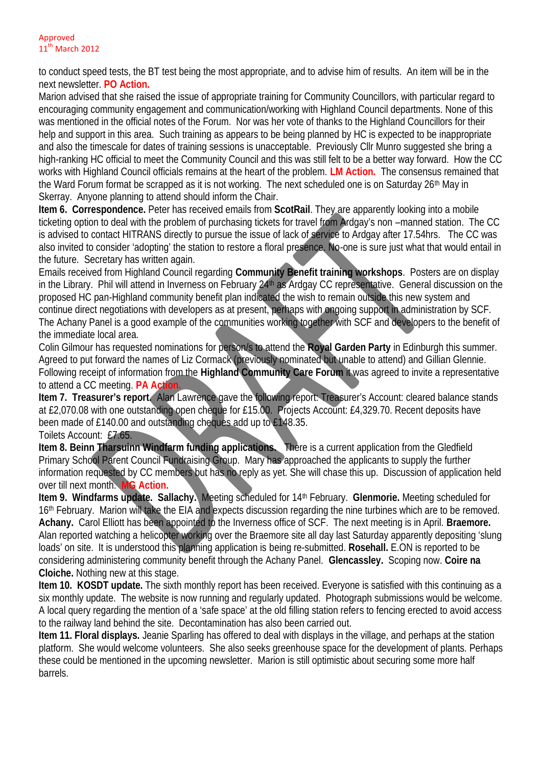Approved
11th March 2012

to conduct speed tests, the BT test being the most appropriate, and to advise him of results. An item will be in the next newsletter. **PO Action.**

Marion advised that she raised the issue of appropriate training for Community Councillors, with particular regard to encouraging community engagement and communication/working with Highland Council departments. None of this was mentioned in the official notes of the Forum. Nor was her vote of thanks to the Highland Councillors for their help and support in this area. Such training as appears to be being planned by HC is expected to be inappropriate and also the timescale for dates of training sessions is unacceptable. Previously Cllr Munro suggested she bring a high-ranking HC official to meet the Community Council and this was still felt to be a better way forward. How the CC works with Highland Council officials remains at the heart of the problem. **LM Action.** The consensus remained that the Ward Forum format be scrapped as it is not working. The next scheduled one is on Saturday 26th May in Skerray. Anyone planning to attend should inform the Chair.

**Item 6. Correspondence.** Peter has received emails from **ScotRail**. They are apparently looking into a mobile ticketing option to deal with the problem of purchasing tickets for travel from Ardgay's non –manned station. The CC is advised to contact HITRANS directly to pursue the issue of lack of service to Ardgay after 17.54hrs. The CC was also invited to consider 'adopting' the station to restore a floral presence. No-one is sure just what that would entail in the future. Secretary has written again.

Emails received from Highland Council regarding **Community Benefit training workshops**. Posters are on display in the Library. Phil will attend in Inverness on February 24th as Ardgay CC representative. General discussion on the proposed HC pan-Highland community benefit plan indicated the wish to remain outside this new system and continue direct negotiations with developers as at present, perhaps with ongoing support in administration by SCF. The Achany Panel is a good example of the communities working together with SCF and developers to the benefit of the immediate local area.

Colin Gilmour has requested nominations for person/s to attend the **Royal Garden Party** in Edinburgh this summer. Agreed to put forward the names of Liz Cormack (previously nominated but unable to attend) and Gillian Glennie. Following receipt of information from the **Highland Community Care Forum** it was agreed to invite a representative to attend a CC meeting. **PA Action.**

**Item 7. Treasurer's report.** Alan Lawrence gave the following report: Treasurer's Account: cleared balance stands at £2,070.08 with one outstanding open cheque for £15.00. Projects Account: £4,329.70. Recent deposits have been made of £140.00 and outstanding cheques add up to £148.35.

Toilets Account: £7.65.

**Item 8. Beinn Tharsuinn Windfarm funding applications.** There is a current application from the Gledfield Primary School Parent Council Fundraising Group. Mary has approached the applicants to supply the further information requested by CC members but has no reply as yet. She will chase this up. Discussion of application held over till next month. **MG Action.**

**Item 9. Windfarms update. Sallachy.** Meeting scheduled for 14th February. **Glenmorie.** Meeting scheduled for 16th February. Marion will take the EIA and expects discussion regarding the nine turbines which are to be removed. **Achany.** Carol Elliott has been appointed to the Inverness office of SCF. The next meeting is in April. **Braemore.** Alan reported watching a helicopter working over the Braemore site all day last Saturday apparently depositing 'slung loads' on site. It is understood this planning application is being re-submitted. **Rosehall.** E.ON is reported to be considering administering community benefit through the Achany Panel. **Glencassley.** Scoping now. **Coire na Cloiche.** Nothing new at this stage.

**Item 10. KOSDT update.** The sixth monthly report has been received. Everyone is satisfied with this continuing as a six monthly update. The website is now running and regularly updated. Photograph submissions would be welcome. A local query regarding the mention of a 'safe space' at the old filling station refers to fencing erected to avoid access to the railway land behind the site. Decontamination has also been carried out.

**Item 11. Floral displays.** Jeanie Sparling has offered to deal with displays in the village, and perhaps at the station platform. She would welcome volunteers. She also seeks greenhouse space for the development of plants. Perhaps these could be mentioned in the upcoming newsletter. Marion is still optimistic about securing some more half barrels.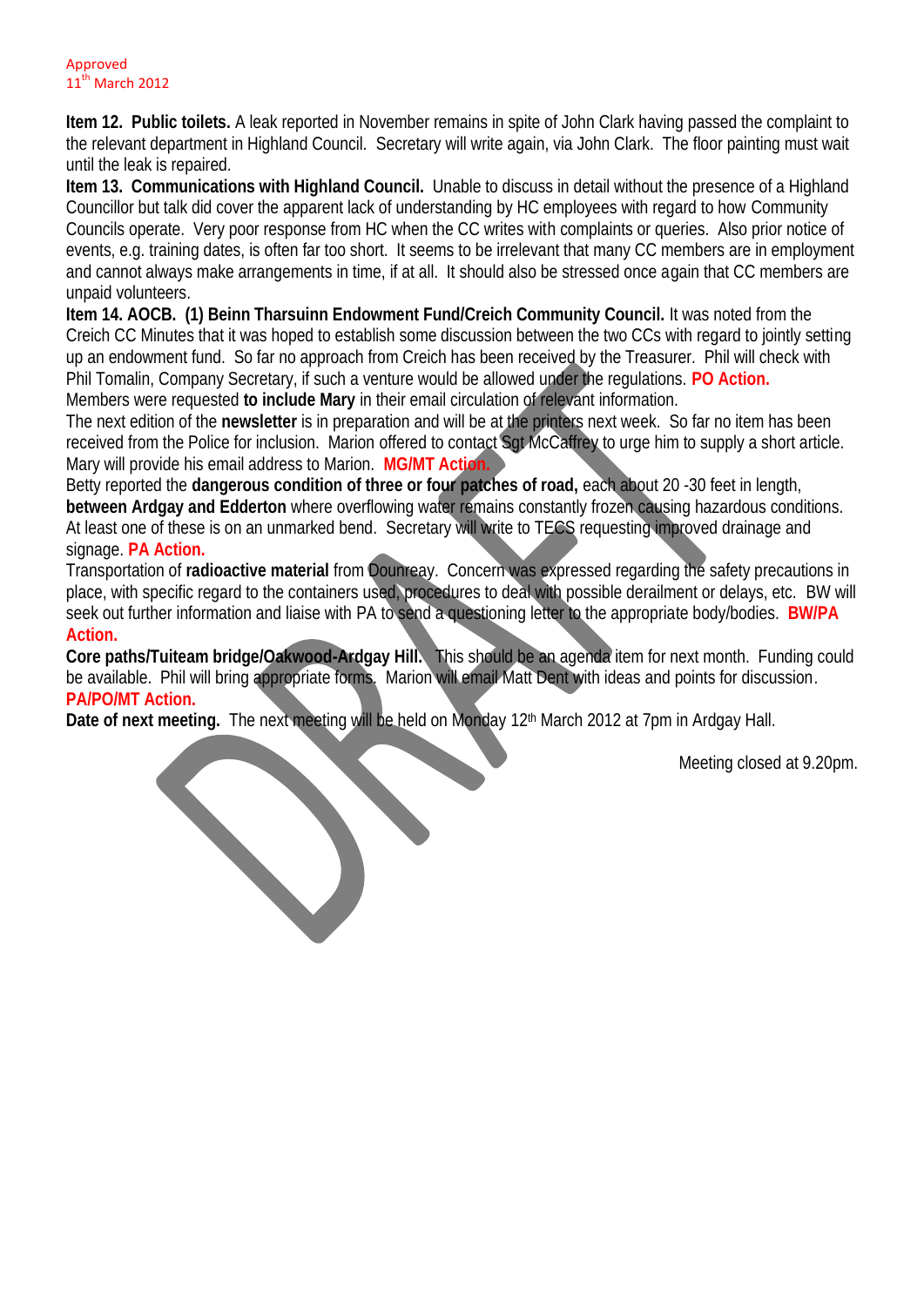Approved
11th March 2012

**Item 12. Public toilets.** A leak reported in November remains in spite of John Clark having passed the complaint to the relevant department in Highland Council. Secretary will write again, via John Clark. The floor painting must wait until the leak is repaired.

**Item 13. Communications with Highland Council.** Unable to discuss in detail without the presence of a Highland Councillor but talk did cover the apparent lack of understanding by HC employees with regard to how Community Councils operate. Very poor response from HC when the CC writes with complaints or queries. Also prior notice of events, e.g. training dates, is often far too short. It seems to be irrelevant that many CC members are in employment and cannot always make arrangements in time, if at all. It should also be stressed once again that CC members are unpaid volunteers.

**Item 14. AOCB. (1) Beinn Tharsuinn Endowment Fund/Creich Community Council.** It was noted from the Creich CC Minutes that it was hoped to establish some discussion between the two CCs with regard to jointly setting up an endowment fund. So far no approach from Creich has been received by the Treasurer. Phil will check with Phil Tomalin, Company Secretary, if such a venture would be allowed under the regulations. **PO Action.**

Members were requested **to include Mary** in their email circulation of relevant information.

The next edition of the **newsletter** is in preparation and will be at the printers next week. So far no item has been received from the Police for inclusion. Marion offered to contact Sgt McCaffrey to urge him to supply a short article. Mary will provide his email address to Marion. **MG/MT Action.**

Betty reported the **dangerous condition of three or four patches of road,** each about 20 -30 feet in length, **between Ardgay and Edderton** where overflowing water remains constantly frozen causing hazardous conditions. At least one of these is on an unmarked bend. Secretary will write to TECS requesting improved drainage and signage. **PA Action.**

Transportation of **radioactive material** from Dounreay. Concern was expressed regarding the safety precautions in place, with specific regard to the containers used, procedures to deal with possible derailment or delays, etc. BW will seek out further information and liaise with PA to send a questioning letter to the appropriate body/bodies. **BW/PA Action.**

**Core paths/Tuiteam bridge/Oakwood-Ardgay Hill.** This should be an agenda item for next month. Funding could be available. Phil will bring appropriate forms. Marion will email Matt Dent with ideas and points for discussion. **PA/PO/MT Action.**

**Date of next meeting.** The next meeting will be held on Monday 12th March 2012 at 7pm in Ardgay Hall.

Meeting closed at 9.20pm.